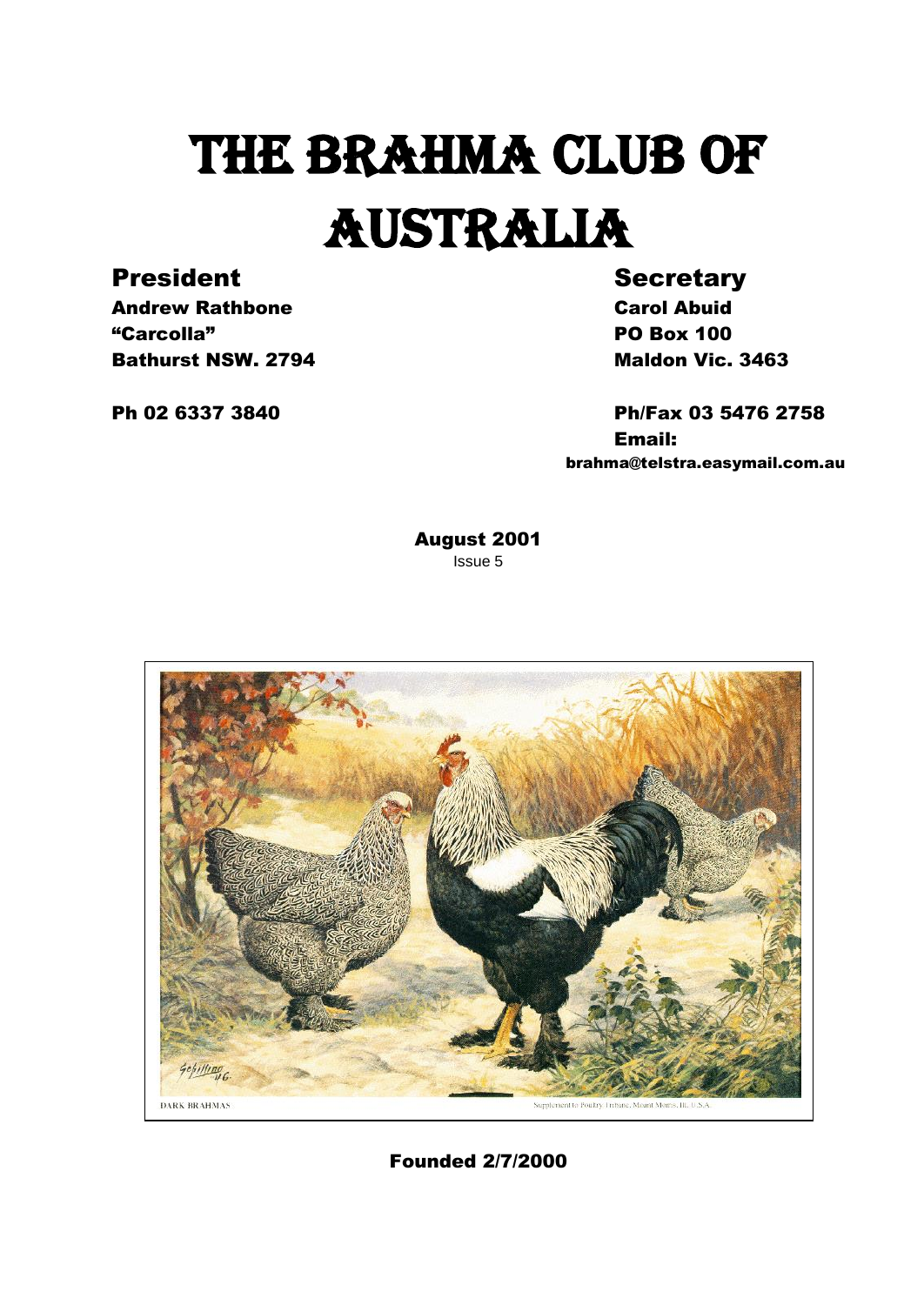# THE BRAHMA CLUB OF AUSTRALIA

**President**
**Andrew Rathbone**
**"Carcolla"**
**Bathurst NSW. 2794**

**Ph 02 6337 3840**

**Secretary**
**Carol Abuid**
**PO Box 100**
**Maldon Vic. 3463**

**Ph/Fax 03 5476 2758**
**Email:**
**brahma@telstra.easymail.com.au**

**August 2001**
Issue 5

DARK BRAHMAS

Supplement to Poultry Tribune, Mount Morris, Ill. U.S.A.

**Founded 2/7/2000**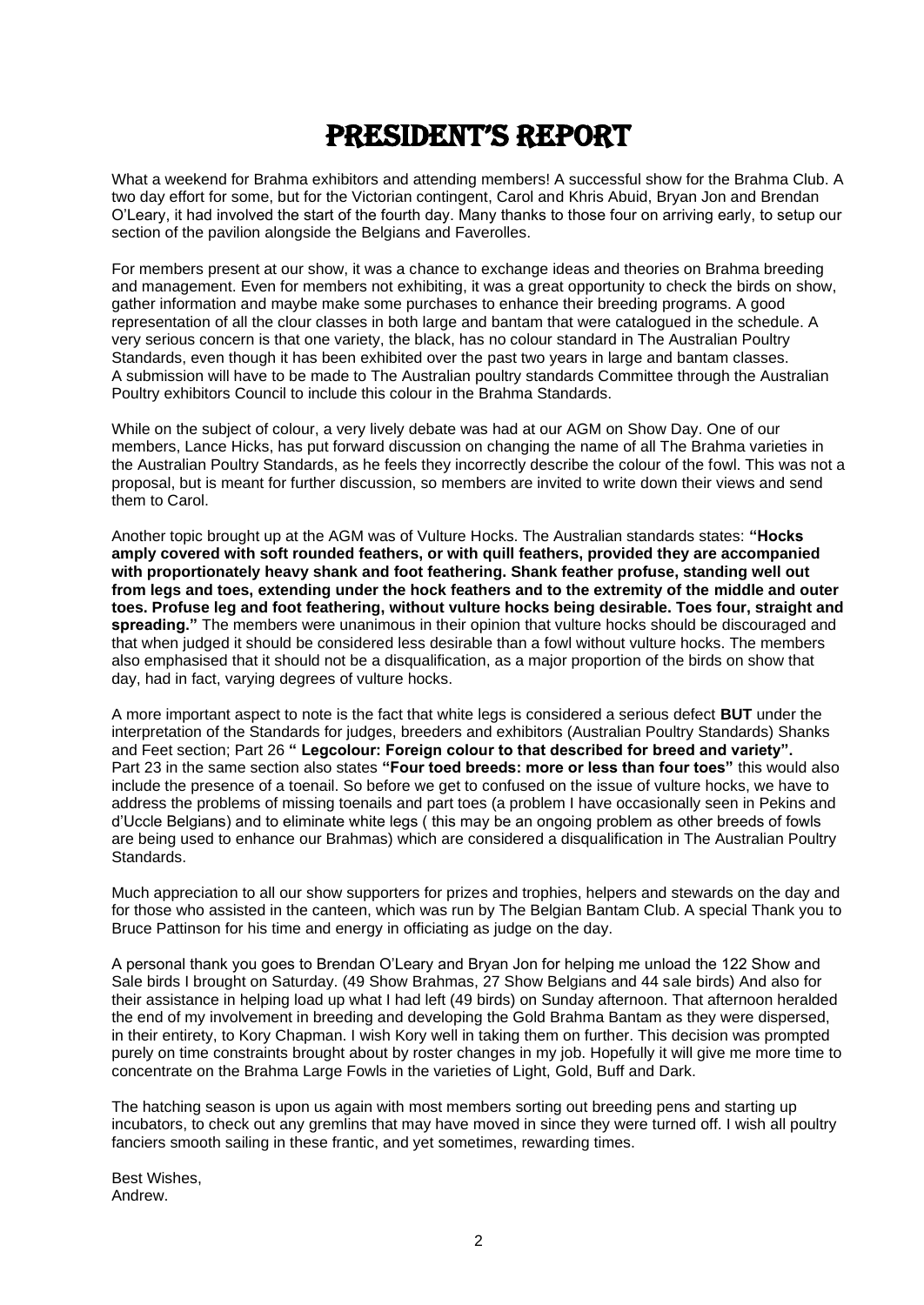# PRESIDENT'S REPORT

What a weekend for Brahma exhibitors and attending members! A successful show for the Brahma Club. A two day effort for some, but for the Victorian contingent, Carol and Khris Abuid, Bryan Jon and Brendan O'Leary, it had involved the start of the fourth day. Many thanks to those four on arriving early, to setup our section of the pavilion alongside the Belgians and Faverolles.

For members present at our show, it was a chance to exchange ideas and theories on Brahma breeding and management. Even for members not exhibiting, it was a great opportunity to check the birds on show, gather information and maybe make some purchases to enhance their breeding programs. A good representation of all the clour classes in both large and bantam that were catalogued in the schedule. A very serious concern is that one variety, the black, has no colour standard in The Australian Poultry Standards, even though it has been exhibited over the past two years in large and bantam classes. A submission will have to be made to The Australian poultry standards Committee through the Australian Poultry exhibitors Council to include this colour in the Brahma Standards.

While on the subject of colour, a very lively debate was had at our AGM on Show Day. One of our members, Lance Hicks, has put forward discussion on changing the name of all The Brahma varieties in the Australian Poultry Standards, as he feels they incorrectly describe the colour of the fowl. This was not a proposal, but is meant for further discussion, so members are invited to write down their views and send them to Carol.

Another topic brought up at the AGM was of Vulture Hocks. The Australian standards states: **"Hocks amply covered with soft rounded feathers, or with quill feathers, provided they are accompanied with proportionately heavy shank and foot feathering. Shank feather profuse, standing well out from legs and toes, extending under the hock feathers and to the extremity of the middle and outer toes. Profuse leg and foot feathering, without vulture hocks being desirable. Toes four, straight and spreading."** The members were unanimous in their opinion that vulture hocks should be discouraged and that when judged it should be considered less desirable than a fowl without vulture hocks. The members also emphasised that it should not be a disqualification, as a major proportion of the birds on show that day, had in fact, varying degrees of vulture hocks.

A more important aspect to note is the fact that white legs is considered a serious defect **BUT** under the interpretation of the Standards for judges, breeders and exhibitors (Australian Poultry Standards) Shanks and Feet section; Part 26 **" Legcolour: Foreign colour to that described for breed and variety".** Part 23 in the same section also states **"Four toed breeds: more or less than four toes"** this would also include the presence of a toenail. So before we get to confused on the issue of vulture hocks, we have to address the problems of missing toenails and part toes (a problem I have occasionally seen in Pekins and d'Uccle Belgians) and to eliminate white legs ( this may be an ongoing problem as other breeds of fowls are being used to enhance our Brahmas) which are considered a disqualification in The Australian Poultry Standards.

Much appreciation to all our show supporters for prizes and trophies, helpers and stewards on the day and for those who assisted in the canteen, which was run by The Belgian Bantam Club. A special Thank you to Bruce Pattinson for his time and energy in officiating as judge on the day.

A personal thank you goes to Brendan O'Leary and Bryan Jon for helping me unload the 122 Show and Sale birds I brought on Saturday. (49 Show Brahmas, 27 Show Belgians and 44 sale birds) And also for their assistance in helping load up what I had left (49 birds) on Sunday afternoon. That afternoon heralded the end of my involvement in breeding and developing the Gold Brahma Bantam as they were dispersed, in their entirety, to Kory Chapman. I wish Kory well in taking them on further. This decision was prompted purely on time constraints brought about by roster changes in my job. Hopefully it will give me more time to concentrate on the Brahma Large Fowls in the varieties of Light, Gold, Buff and Dark.

The hatching season is upon us again with most members sorting out breeding pens and starting up incubators, to check out any gremlins that may have moved in since they were turned off. I wish all poultry fanciers smooth sailing in these frantic, and yet sometimes, rewarding times.

Best Wishes,
Andrew.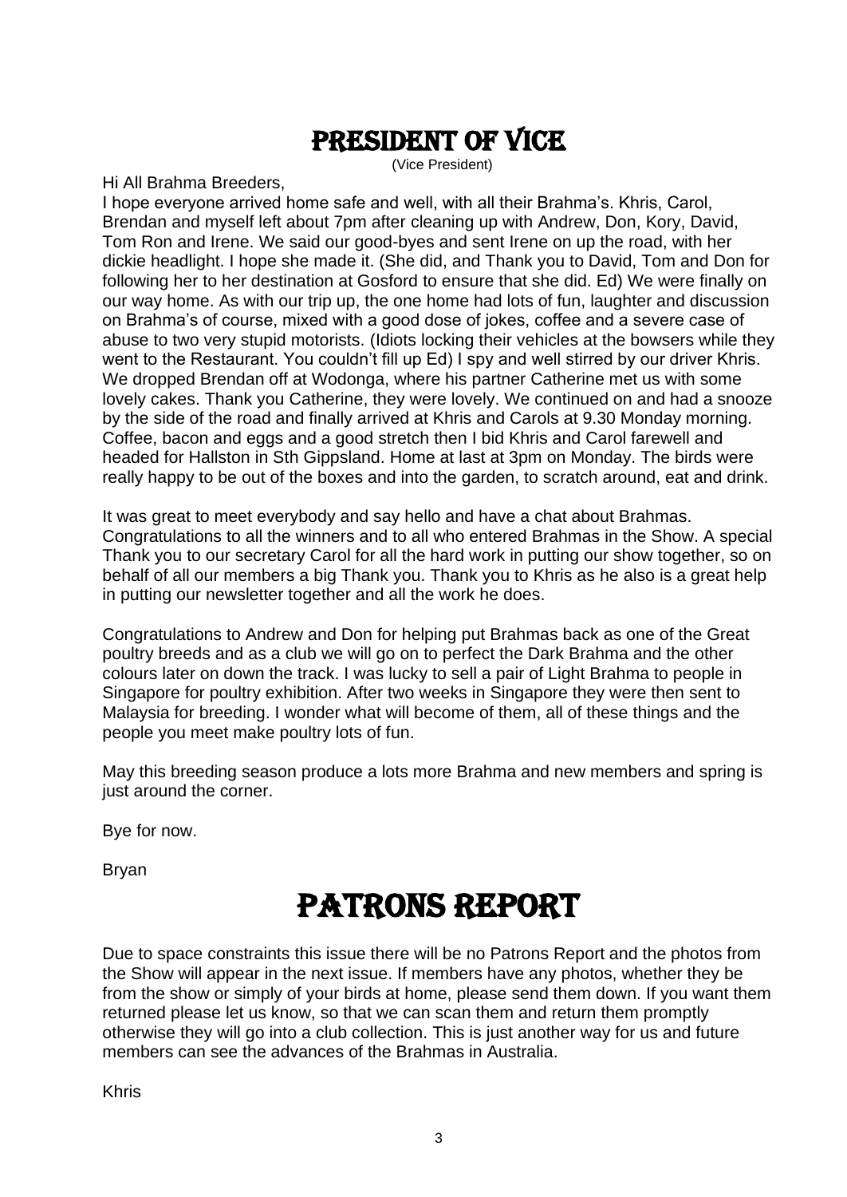# PRESIDENT OF VICE

(Vice President)

Hi All Brahma Breeders,

I hope everyone arrived home safe and well, with all their Brahma's. Khris, Carol, Brendan and myself left about 7pm after cleaning up with Andrew, Don, Kory, David, Tom Ron and Irene. We said our good-byes and sent Irene on up the road, with her dickie headlight. I hope she made it. (She did, and Thank you to David, Tom and Don for following her to her destination at Gosford to ensure that she did. Ed) We were finally on our way home. As with our trip up, the one home had lots of fun, laughter and discussion on Brahma's of course, mixed with a good dose of jokes, coffee and a severe case of abuse to two very stupid motorists. (Idiots locking their vehicles at the bowsers while they went to the Restaurant. You couldn't fill up Ed) I spy and well stirred by our driver Khris. We dropped Brendan off at Wodonga, where his partner Catherine met us with some lovely cakes. Thank you Catherine, they were lovely. We continued on and had a snooze by the side of the road and finally arrived at Khris and Carols at 9.30 Monday morning. Coffee, bacon and eggs and a good stretch then I bid Khris and Carol farewell and headed for Hallston in Sth Gippsland. Home at last at 3pm on Monday. The birds were really happy to be out of the boxes and into the garden, to scratch around, eat and drink.

It was great to meet everybody and say hello and have a chat about Brahmas. Congratulations to all the winners and to all who entered Brahmas in the Show. A special Thank you to our secretary Carol for all the hard work in putting our show together, so on behalf of all our members a big Thank you. Thank you to Khris as he also is a great help in putting our newsletter together and all the work he does.

Congratulations to Andrew and Don for helping put Brahmas back as one of the Great poultry breeds and as a club we will go on to perfect the Dark Brahma and the other colours later on down the track. I was lucky to sell a pair of Light Brahma to people in Singapore for poultry exhibition. After two weeks in Singapore they were then sent to Malaysia for breeding. I wonder what will become of them, all of these things and the people you meet make poultry lots of fun.

May this breeding season produce a lots more Brahma and new members and spring is just around the corner.

Bye for now.

Bryan

# PATRONS REPORT

Due to space constraints this issue there will be no Patrons Report and the photos from the Show will appear in the next issue. If members have any photos, whether they be from the show or simply of your birds at home, please send them down. If you want them returned please let us know, so that we can scan them and return them promptly otherwise they will go into a club collection. This is just another way for us and future members can see the advances of the Brahmas in Australia.

Khris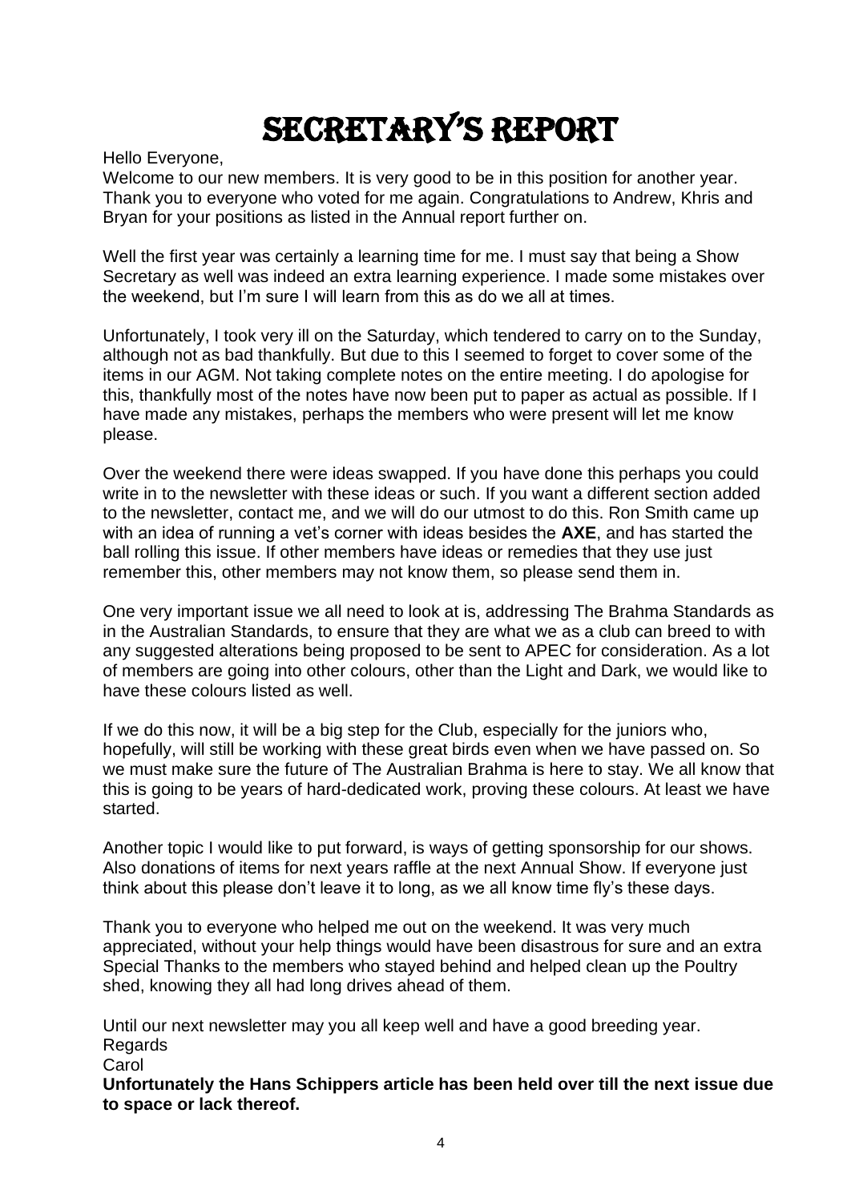# SECRETARY'S REPORT

Hello Everyone,
Welcome to our new members. It is very good to be in this position for another year. Thank you to everyone who voted for me again. Congratulations to Andrew, Khris and Bryan for your positions as listed in the Annual report further on.

Well the first year was certainly a learning time for me. I must say that being a Show Secretary as well was indeed an extra learning experience. I made some mistakes over the weekend, but I'm sure I will learn from this as do we all at times.

Unfortunately, I took very ill on the Saturday, which tendered to carry on to the Sunday, although not as bad thankfully. But due to this I seemed to forget to cover some of the items in our AGM. Not taking complete notes on the entire meeting. I do apologise for this, thankfully most of the notes have now been put to paper as actual as possible. If I have made any mistakes, perhaps the members who were present will let me know please.

Over the weekend there were ideas swapped. If you have done this perhaps you could write in to the newsletter with these ideas or such. If you want a different section added to the newsletter, contact me, and we will do our utmost to do this. Ron Smith came up with an idea of running a vet's corner with ideas besides the **AXE**, and has started the ball rolling this issue. If other members have ideas or remedies that they use just remember this, other members may not know them, so please send them in.

One very important issue we all need to look at is, addressing The Brahma Standards as in the Australian Standards, to ensure that they are what we as a club can breed to with any suggested alterations being proposed to be sent to APEC for consideration. As a lot of members are going into other colours, other than the Light and Dark, we would like to have these colours listed as well.

If we do this now, it will be a big step for the Club, especially for the juniors who, hopefully, will still be working with these great birds even when we have passed on. So we must make sure the future of The Australian Brahma is here to stay. We all know that this is going to be years of hard-dedicated work, proving these colours. At least we have started.

Another topic I would like to put forward, is ways of getting sponsorship for our shows. Also donations of items for next years raffle at the next Annual Show. If everyone just think about this please don't leave it to long, as we all know time fly's these days.

Thank you to everyone who helped me out on the weekend. It was very much appreciated, without your help things would have been disastrous for sure and an extra Special Thanks to the members who stayed behind and helped clean up the Poultry shed, knowing they all had long drives ahead of them.

Until our next newsletter may you all keep well and have a good breeding year.
Regards
Carol

**Unfortunately the Hans Schippers article has been held over till the next issue due to space or lack thereof.**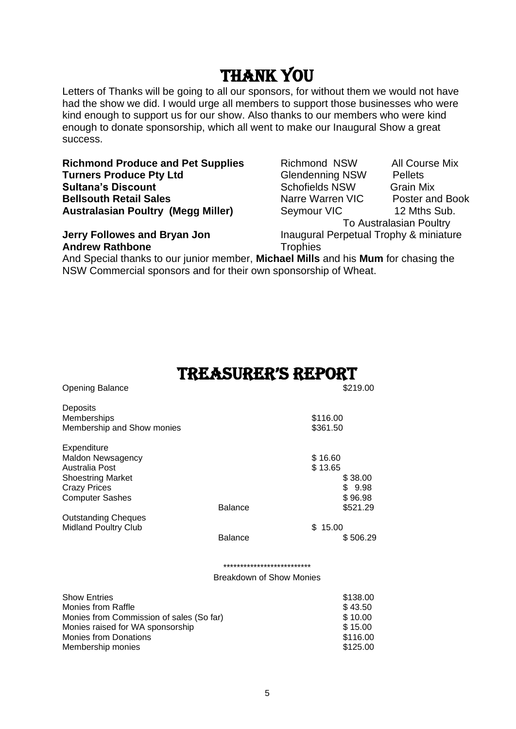# THANK YOU

Letters of Thanks will be going to all our sponsors, for without them we would not have had the show we did. I would urge all members to support those businesses who were kind enough to support us for our show. Also thanks to our members who were kind enough to donate sponsorship, which all went to make our Inaugural Show a great success.

| | | |
|---|---|---|
| **Richmond Produce and Pet Supplies** | Richmond NSW | All Course Mix |
| **Turners Produce Pty Ltd** | Glendenning NSW | Pellets |
| **Sultana's Discount** | Schofields NSW | Grain Mix |
| **Bellsouth Retail Sales** | Narre Warren VIC | Poster and Book |
| **Australasian Poultry (Megg Miller)** | Seymour VIC | 12 Mths Sub. To Australasian Poultry |
| **Jerry Followes and Bryan Jon** | Inaugural Perpetual Trophy & miniature | |
| **Andrew Rathbone** | Trophies | |

And Special thanks to our junior member, **Michael Mills** and his **Mum** for chasing the NSW Commercial sponsors and for their own sponsorship of Wheat.

# TREASURER'S REPORT

| | | | |
|---|---|---|---|
| Opening Balance | | | $219.00 |
| **Deposits** | | | |
| Memberships | | $116.00 | |
| Membership and Show monies | | $361.50 | |
| **Expenditure** | | | |
| Maldon Newsagency | | $ 16.60 | |
| Australia Post | | $ 13.65 | |
| Shoestring Market | | | $ 38.00 |
| Crazy Prices | | | $ 9.98 |
| Computer Sashes | | | $ 96.98 |
| | Balance | | $521.29 |
| **Outstanding Cheques** | | | |
| Midland Poultry Club | | $ 15.00 | |
| | Balance | | $ 506.29 |

**************************

Breakdown of Show Monies

| | |
|---|---|
| Show Entries | $138.00 |
| Monies from Raffle | $ 43.50 |
| Monies from Commission of sales (So far) | $ 10.00 |
| Monies raised for WA sponsorship | $ 15.00 |
| Monies from Donations | $116.00 |
| Membership monies | $125.00 |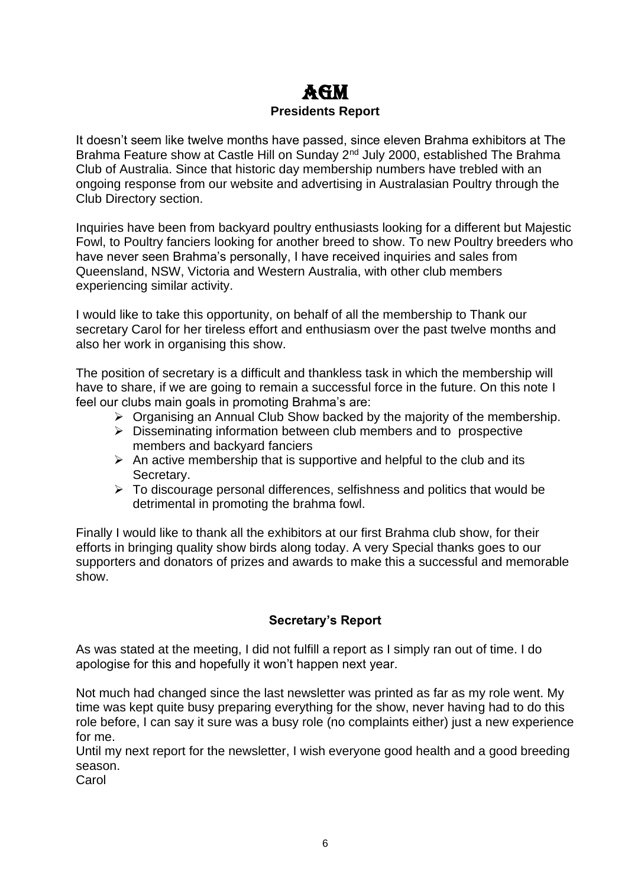# AGM

## Presidents Report

It doesn't seem like twelve months have passed, since eleven Brahma exhibitors at The Brahma Feature show at Castle Hill on Sunday 2nd July 2000, established The Brahma Club of Australia. Since that historic day membership numbers have trebled with an ongoing response from our website and advertising in Australasian Poultry through the Club Directory section.

Inquiries have been from backyard poultry enthusiasts looking for a different but Majestic Fowl, to Poultry fanciers looking for another breed to show. To new Poultry breeders who have never seen Brahma's personally, I have received inquiries and sales from Queensland, NSW, Victoria and Western Australia, with other club members experiencing similar activity.

I would like to take this opportunity, on behalf of all the membership to Thank our secretary Carol for her tireless effort and enthusiasm over the past twelve months and also her work in organising this show.

The position of secretary is a difficult and thankless task in which the membership will have to share, if we are going to remain a successful force in the future. On this note I feel our clubs main goals in promoting Brahma's are:

- Organising an Annual Club Show backed by the majority of the membership.
- Disseminating information between club members and to prospective members and backyard fanciers
- An active membership that is supportive and helpful to the club and its Secretary.
- To discourage personal differences, selfishness and politics that would be detrimental in promoting the brahma fowl.

Finally I would like to thank all the exhibitors at our first Brahma club show, for their efforts in bringing quality show birds along today. A very Special thanks goes to our supporters and donators of prizes and awards to make this a successful and memorable show.

## Secretary's Report

As was stated at the meeting, I did not fulfill a report as I simply ran out of time. I do apologise for this and hopefully it won't happen next year.

Not much had changed since the last newsletter was printed as far as my role went. My time was kept quite busy preparing everything for the show, never having had to do this role before, I can say it sure was a busy role (no complaints either) just a new experience for me.

Until my next report for the newsletter, I wish everyone good health and a good breeding season.

Carol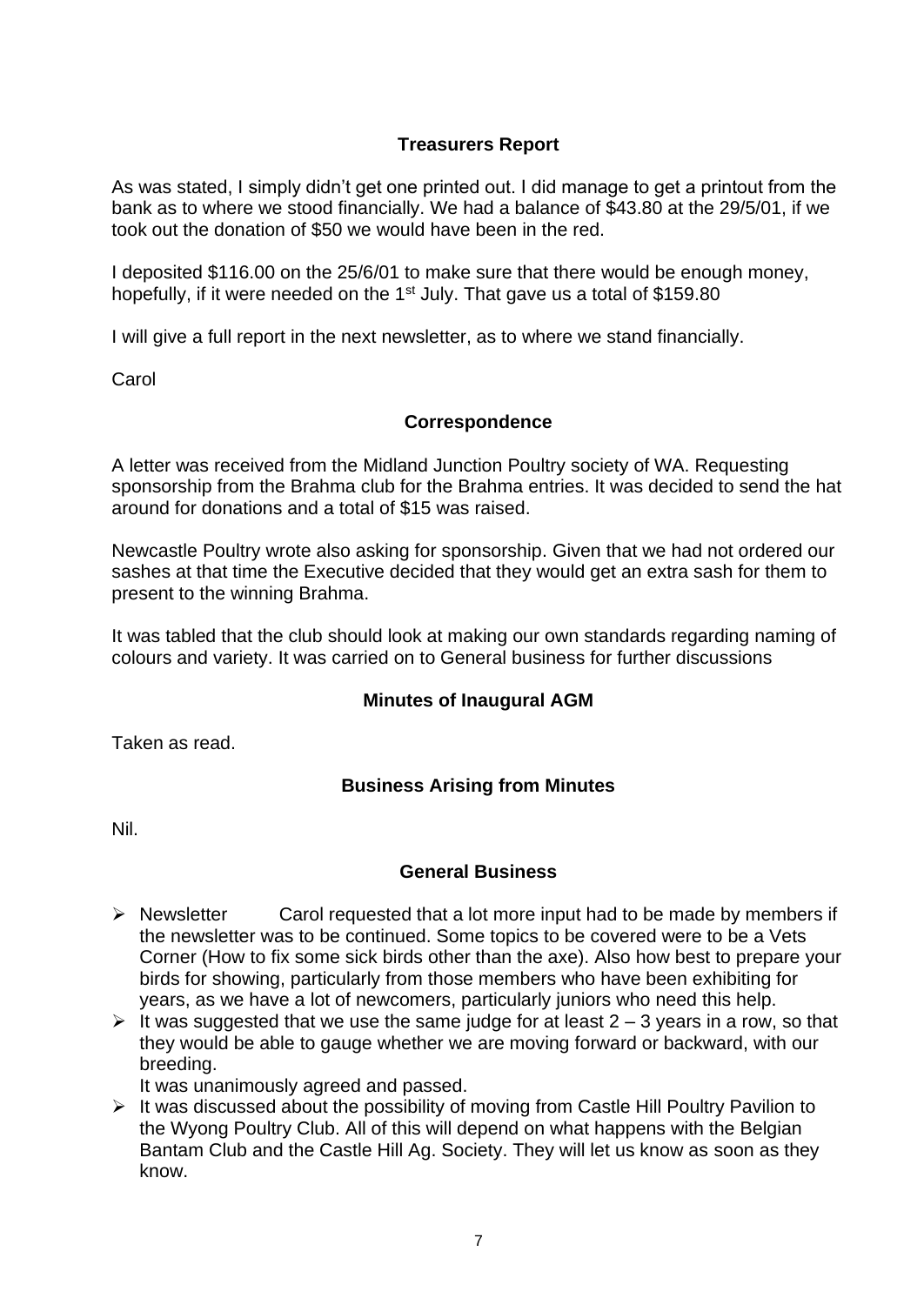## Treasurers Report

As was stated, I simply didn't get one printed out. I did manage to get a printout from the bank as to where we stood financially. We had a balance of $43.80 at the 29/5/01, if we took out the donation of $50 we would have been in the red.

I deposited $116.00 on the 25/6/01 to make sure that there would be enough money, hopefully, if it were needed on the 1st July. That gave us a total of $159.80

I will give a full report in the next newsletter, as to where we stand financially.

Carol

## Correspondence

A letter was received from the Midland Junction Poultry society of WA. Requesting sponsorship from the Brahma club for the Brahma entries. It was decided to send the hat around for donations and a total of $15 was raised.

Newcastle Poultry wrote also asking for sponsorship. Given that we had not ordered our sashes at that time the Executive decided that they would get an extra sash for them to present to the winning Brahma.

It was tabled that the club should look at making our own standards regarding naming of colours and variety. It was carried on to General business for further discussions

## Minutes of Inaugural AGM

Taken as read.

## Business Arising from Minutes

Nil.

## General Business

- Newsletter Carol requested that a lot more input had to be made by members if the newsletter was to be continued. Some topics to be covered were to be a Vets Corner (How to fix some sick birds other than the axe). Also how best to prepare your birds for showing, particularly from those members who have been exhibiting for years, as we have a lot of newcomers, particularly juniors who need this help.
- It was suggested that we use the same judge for at least 2 – 3 years in a row, so that they would be able to gauge whether we are moving forward or backward, with our breeding.
  It was unanimously agreed and passed.
- It was discussed about the possibility of moving from Castle Hill Poultry Pavilion to the Wyong Poultry Club. All of this will depend on what happens with the Belgian Bantam Club and the Castle Hill Ag. Society. They will let us know as soon as they know.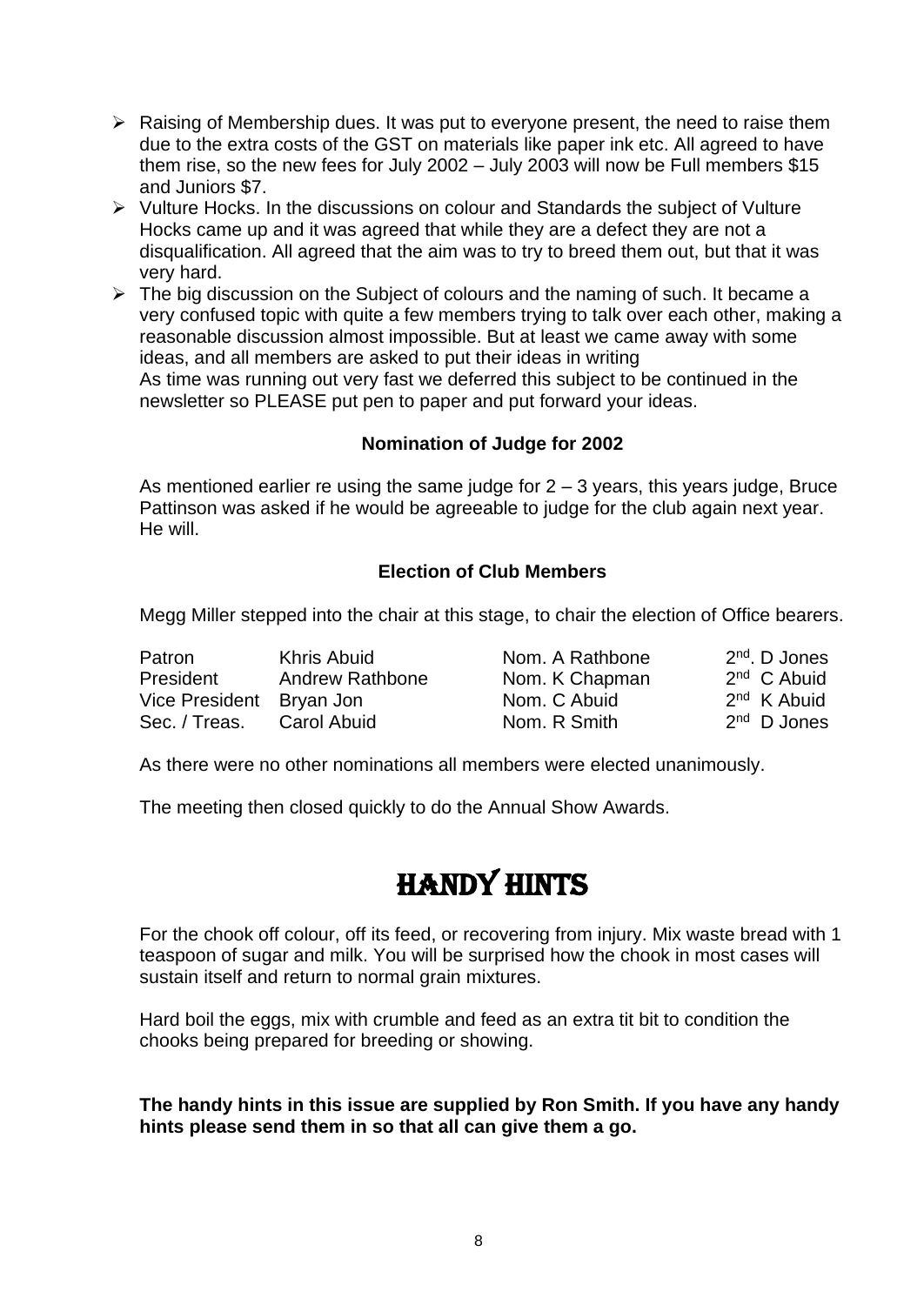- Raising of Membership dues. It was put to everyone present, the need to raise them due to the extra costs of the GST on materials like paper ink etc. All agreed to have them rise, so the new fees for July 2002 – July 2003 will now be Full members $15 and Juniors $7.
- Vulture Hocks. In the discussions on colour and Standards the subject of Vulture Hocks came up and it was agreed that while they are a defect they are not a disqualification. All agreed that the aim was to try to breed them out, but that it was very hard.
- The big discussion on the Subject of colours and the naming of such. It became a very confused topic with quite a few members trying to talk over each other, making a reasonable discussion almost impossible. But at least we came away with some ideas, and all members are asked to put their ideas in writing
  As time was running out very fast we deferred this subject to be continued in the newsletter so PLEASE put pen to paper and put forward your ideas.

**Nomination of Judge for 2002**

As mentioned earlier re using the same judge for 2 – 3 years, this years judge, Bruce Pattinson was asked if he would be agreeable to judge for the club again next year. He will.

**Election of Club Members**

Megg Miller stepped into the chair at this stage, to chair the election of Office bearers.

| | | | |
|---|---|---|---|
| Patron | Khris Abuid | Nom. A Rathbone | 2nd. D Jones |
| President | Andrew Rathbone | Nom. K Chapman | 2nd C Abuid |
| Vice President | Bryan Jon | Nom. C Abuid | 2nd K Abuid |
| Sec. / Treas. | Carol Abuid | Nom. R Smith | 2nd D Jones |

As there were no other nominations all members were elected unanimously.

The meeting then closed quickly to do the Annual Show Awards.

# HANDY HINTS

For the chook off colour, off its feed, or recovering from injury. Mix waste bread with 1 teaspoon of sugar and milk. You will be surprised how the chook in most cases will sustain itself and return to normal grain mixtures.

Hard boil the eggs, mix with crumble and feed as an extra tit bit to condition the chooks being prepared for breeding or showing.

**The handy hints in this issue are supplied by Ron Smith. If you have any handy hints please send them in so that all can give them a go.**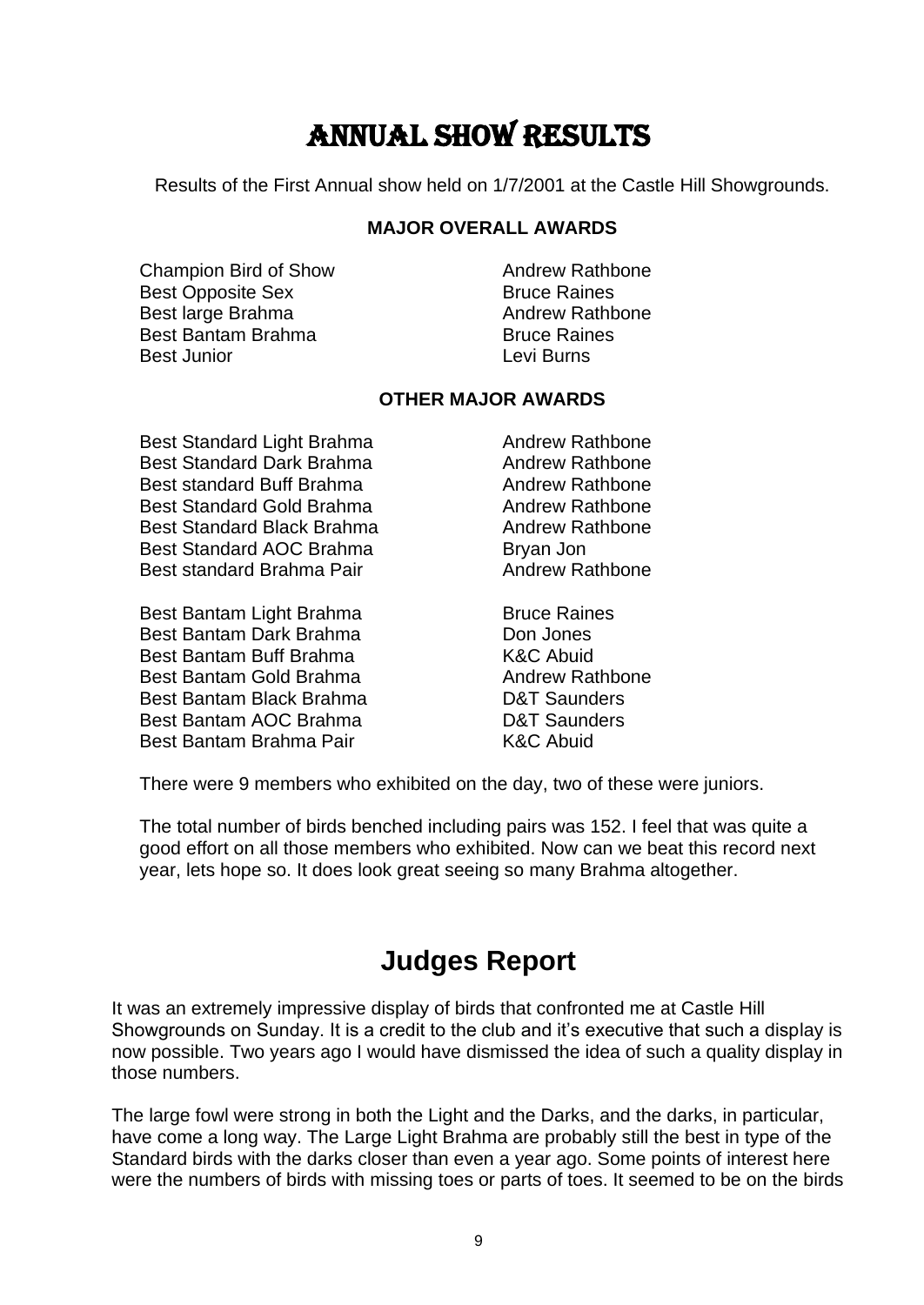# ANNUAL SHOW RESULTS

Results of the First Annual show held on 1/7/2001 at the Castle Hill Showgrounds.

**MAJOR OVERALL AWARDS**

| | |
|---|---|
| Champion Bird of Show | Andrew Rathbone |
| Best Opposite Sex | Bruce Raines |
| Best large Brahma | Andrew Rathbone |
| Best Bantam Brahma | Bruce Raines |
| Best Junior | Levi Burns |

**OTHER MAJOR AWARDS**

| | |
|---|---|
| Best Standard Light Brahma | Andrew Rathbone |
| Best Standard Dark Brahma | Andrew Rathbone |
| Best standard Buff Brahma | Andrew Rathbone |
| Best Standard Gold Brahma | Andrew Rathbone |
| Best Standard Black Brahma | Andrew Rathbone |
| Best Standard AOC Brahma | Bryan Jon |
| Best standard Brahma Pair | Andrew Rathbone |
| | |
| Best Bantam Light Brahma | Bruce Raines |
| Best Bantam Dark Brahma | Don Jones |
| Best Bantam Buff Brahma | K&C Abuid |
| Best Bantam Gold Brahma | Andrew Rathbone |
| Best Bantam Black Brahma | D&T Saunders |
| Best Bantam AOC Brahma | D&T Saunders |
| Best Bantam Brahma Pair | K&C Abuid |

There were 9 members who exhibited on the day, two of these were juniors.

The total number of birds benched including pairs was 152. I feel that was quite a good effort on all those members who exhibited. Now can we beat this record next year, lets hope so. It does look great seeing so many Brahma altogether.

# Judges Report

It was an extremely impressive display of birds that confronted me at Castle Hill Showgrounds on Sunday. It is a credit to the club and it's executive that such a display is now possible. Two years ago I would have dismissed the idea of such a quality display in those numbers.

The large fowl were strong in both the Light and the Darks, and the darks, in particular, have come a long way. The Large Light Brahma are probably still the best in type of the Standard birds with the darks closer than even a year ago. Some points of interest here were the numbers of birds with missing toes or parts of toes. It seemed to be on the birds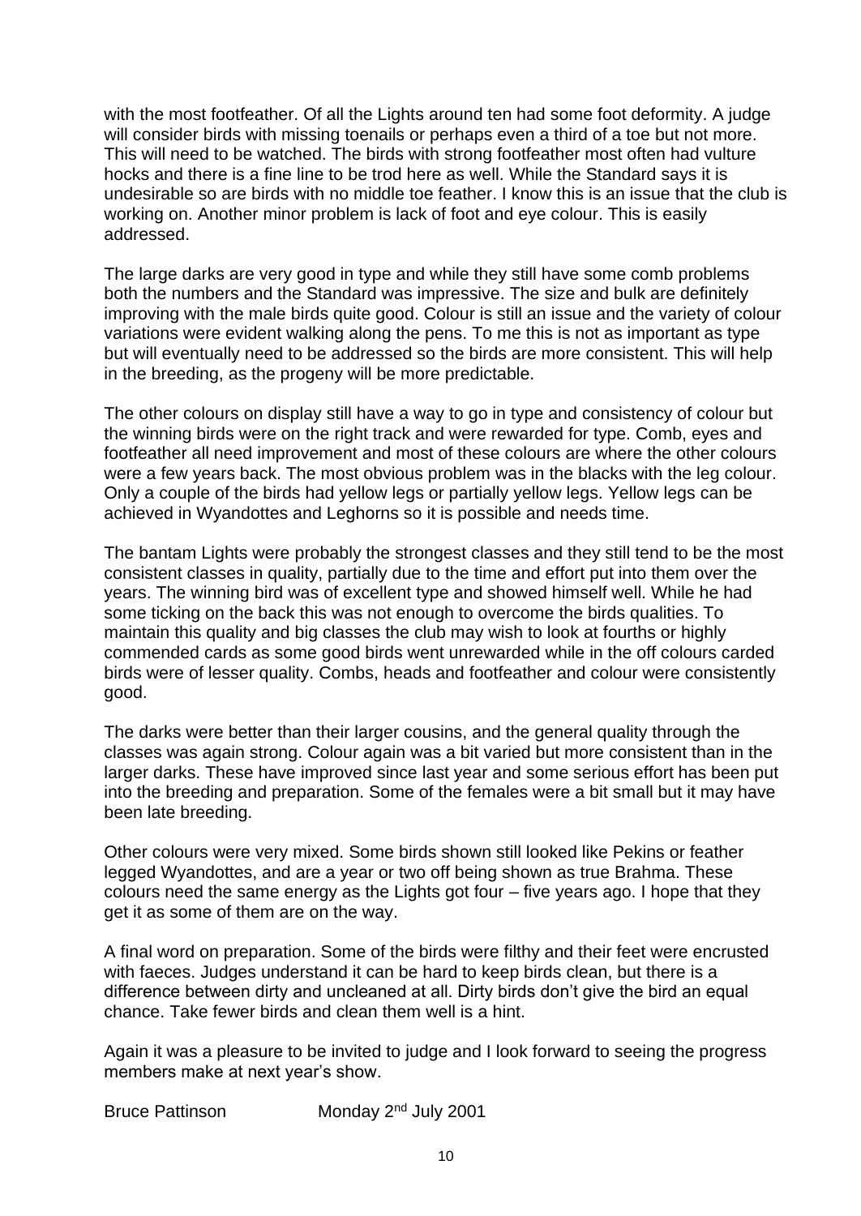with the most footfeather. Of all the Lights around ten had some foot deformity. A judge will consider birds with missing toenails or perhaps even a third of a toe but not more. This will need to be watched. The birds with strong footfeather most often had vulture hocks and there is a fine line to be trod here as well. While the Standard says it is undesirable so are birds with no middle toe feather. I know this is an issue that the club is working on. Another minor problem is lack of foot and eye colour. This is easily addressed.

The large darks are very good in type and while they still have some comb problems both the numbers and the Standard was impressive. The size and bulk are definitely improving with the male birds quite good. Colour is still an issue and the variety of colour variations were evident walking along the pens. To me this is not as important as type but will eventually need to be addressed so the birds are more consistent. This will help in the breeding, as the progeny will be more predictable.

The other colours on display still have a way to go in type and consistency of colour but the winning birds were on the right track and were rewarded for type. Comb, eyes and footfeather all need improvement and most of these colours are where the other colours were a few years back. The most obvious problem was in the blacks with the leg colour. Only a couple of the birds had yellow legs or partially yellow legs. Yellow legs can be achieved in Wyandottes and Leghorns so it is possible and needs time.

The bantam Lights were probably the strongest classes and they still tend to be the most consistent classes in quality, partially due to the time and effort put into them over the years. The winning bird was of excellent type and showed himself well. While he had some ticking on the back this was not enough to overcome the birds qualities. To maintain this quality and big classes the club may wish to look at fourths or highly commended cards as some good birds went unrewarded while in the off colours carded birds were of lesser quality. Combs, heads and footfeather and colour were consistently good.

The darks were better than their larger cousins, and the general quality through the classes was again strong. Colour again was a bit varied but more consistent than in the larger darks. These have improved since last year and some serious effort has been put into the breeding and preparation. Some of the females were a bit small but it may have been late breeding.

Other colours were very mixed. Some birds shown still looked like Pekins or feather legged Wyandottes, and are a year or two off being shown as true Brahma. These colours need the same energy as the Lights got four – five years ago. I hope that they get it as some of them are on the way.

A final word on preparation. Some of the birds were filthy and their feet were encrusted with faeces. Judges understand it can be hard to keep birds clean, but there is a difference between dirty and uncleaned at all. Dirty birds don't give the bird an equal chance. Take fewer birds and clean them well is a hint.

Again it was a pleasure to be invited to judge and I look forward to seeing the progress members make at next year's show.

Bruce Pattinson Monday 2nd July 2001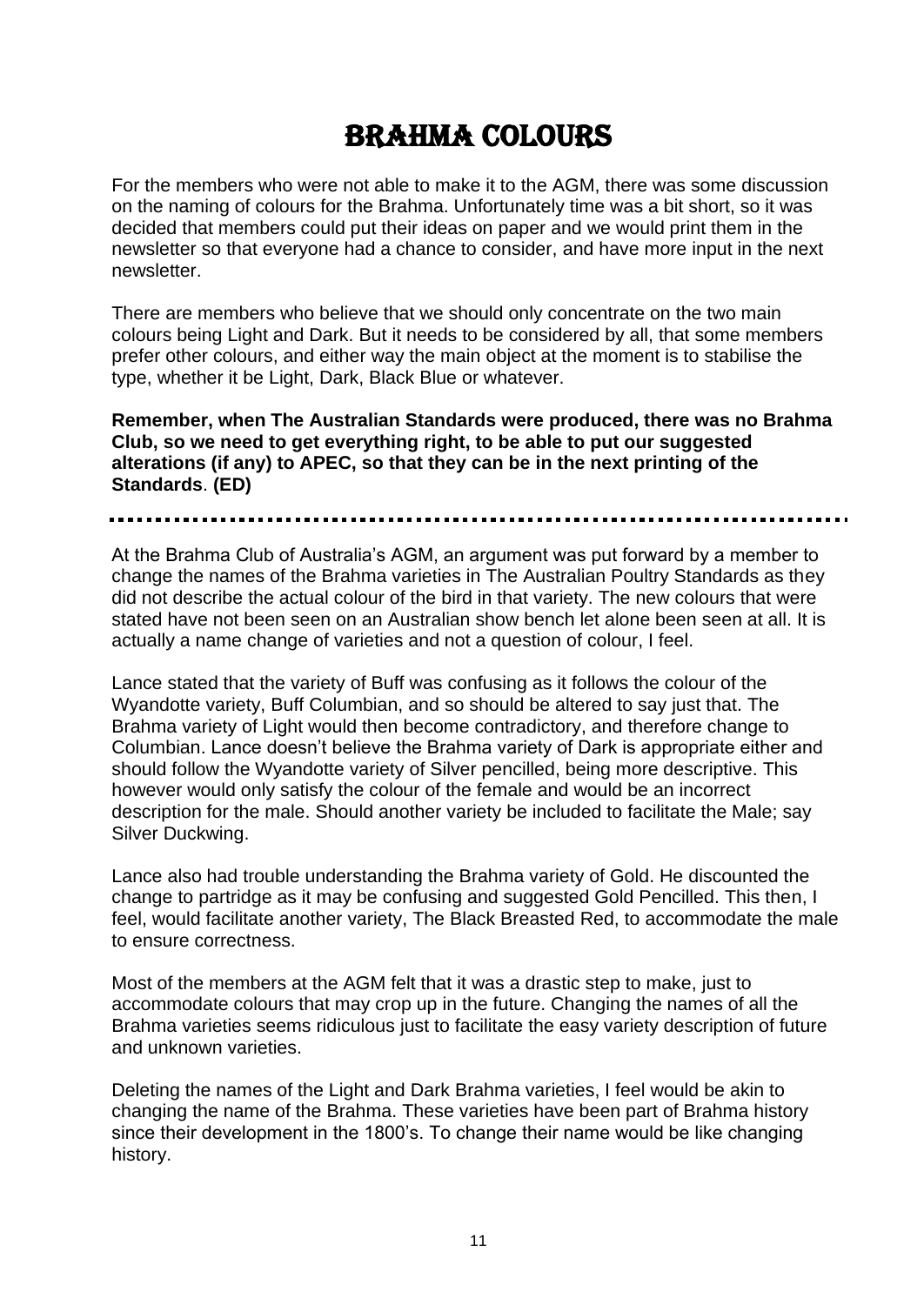# BRAHMA COLOURS

For the members who were not able to make it to the AGM, there was some discussion on the naming of colours for the Brahma. Unfortunately time was a bit short, so it was decided that members could put their ideas on paper and we would print them in the newsletter so that everyone had a chance to consider, and have more input in the next newsletter.

There are members who believe that we should only concentrate on the two main colours being Light and Dark. But it needs to be considered by all, that some members prefer other colours, and either way the main object at the moment is to stabilise the type, whether it be Light, Dark, Black Blue or whatever.

**Remember, when The Australian Standards were produced, there was no Brahma Club, so we need to get everything right, to be able to put our suggested alterations (if any) to APEC, so that they can be in the next printing of the Standards**. **(ED)**

---

At the Brahma Club of Australia's AGM, an argument was put forward by a member to change the names of the Brahma varieties in The Australian Poultry Standards as they did not describe the actual colour of the bird in that variety. The new colours that were stated have not been seen on an Australian show bench let alone been seen at all. It is actually a name change of varieties and not a question of colour, I feel.

Lance stated that the variety of Buff was confusing as it follows the colour of the Wyandotte variety, Buff Columbian, and so should be altered to say just that. The Brahma variety of Light would then become contradictory, and therefore change to Columbian. Lance doesn't believe the Brahma variety of Dark is appropriate either and should follow the Wyandotte variety of Silver pencilled, being more descriptive. This however would only satisfy the colour of the female and would be an incorrect description for the male. Should another variety be included to facilitate the Male; say Silver Duckwing.

Lance also had trouble understanding the Brahma variety of Gold. He discounted the change to partridge as it may be confusing and suggested Gold Pencilled. This then, I feel, would facilitate another variety, The Black Breasted Red, to accommodate the male to ensure correctness.

Most of the members at the AGM felt that it was a drastic step to make, just to accommodate colours that may crop up in the future. Changing the names of all the Brahma varieties seems ridiculous just to facilitate the easy variety description of future and unknown varieties.

Deleting the names of the Light and Dark Brahma varieties, I feel would be akin to changing the name of the Brahma. These varieties have been part of Brahma history since their development in the 1800's. To change their name would be like changing history.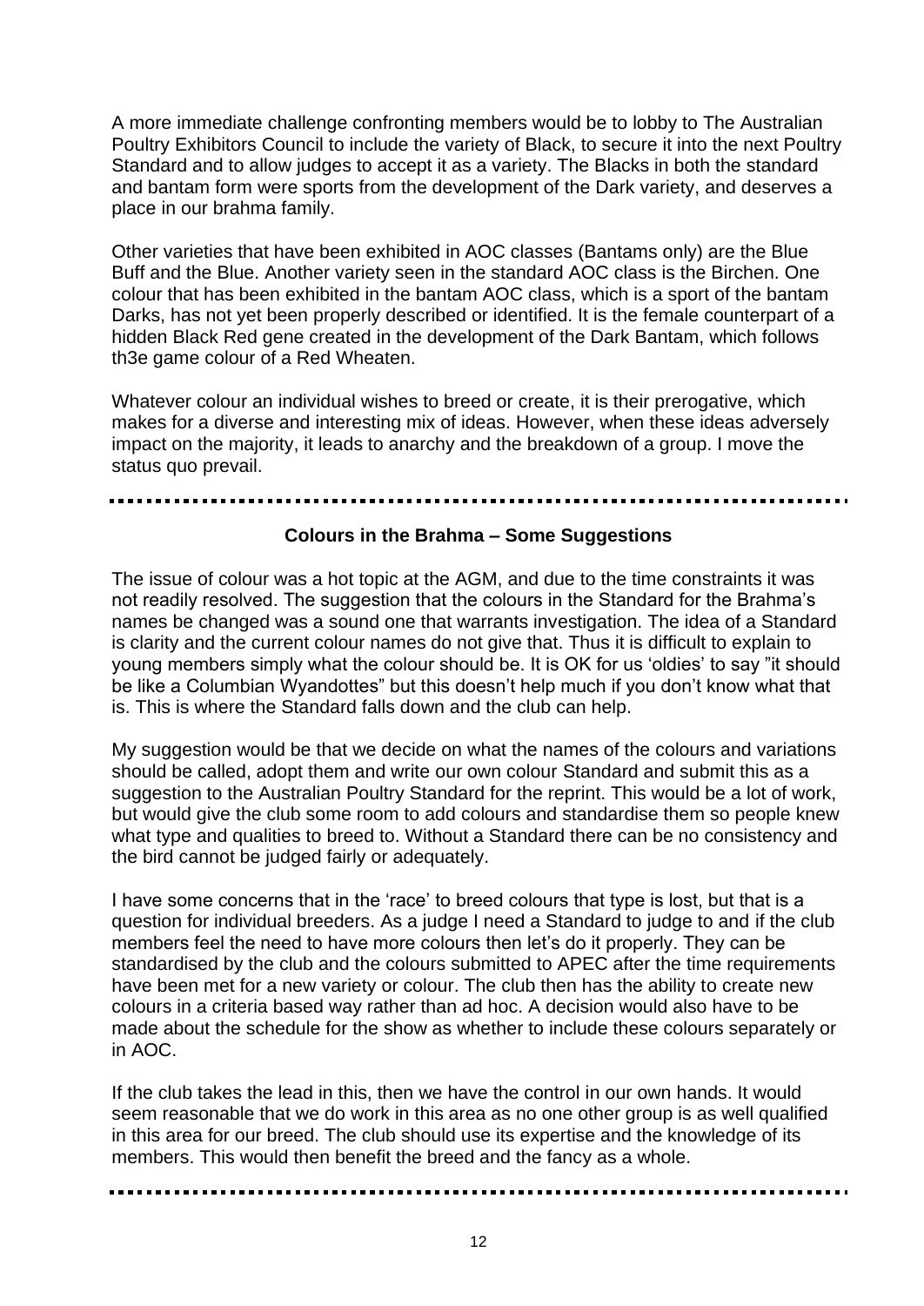A more immediate challenge confronting members would be to lobby to The Australian Poultry Exhibitors Council to include the variety of Black, to secure it into the next Poultry Standard and to allow judges to accept it as a variety. The Blacks in both the standard and bantam form were sports from the development of the Dark variety, and deserves a place in our brahma family.

Other varieties that have been exhibited in AOC classes (Bantams only) are the Blue Buff and the Blue. Another variety seen in the standard AOC class is the Birchen. One colour that has been exhibited in the bantam AOC class, which is a sport of the bantam Darks, has not yet been properly described or identified. It is the female counterpart of a hidden Black Red gene created in the development of the Dark Bantam, which follows th3e game colour of a Red Wheaten.

Whatever colour an individual wishes to breed or create, it is their prerogative, which makes for a diverse and interesting mix of ideas. However, when these ideas adversely impact on the majority, it leads to anarchy and the breakdown of a group. I move the status quo prevail.

---

**Colours in the Brahma – Some Suggestions**

The issue of colour was a hot topic at the AGM, and due to the time constraints it was not readily resolved. The suggestion that the colours in the Standard for the Brahma's names be changed was a sound one that warrants investigation. The idea of a Standard is clarity and the current colour names do not give that. Thus it is difficult to explain to young members simply what the colour should be. It is OK for us 'oldies' to say "it should be like a Columbian Wyandottes" but this doesn't help much if you don't know what that is. This is where the Standard falls down and the club can help.

My suggestion would be that we decide on what the names of the colours and variations should be called, adopt them and write our own colour Standard and submit this as a suggestion to the Australian Poultry Standard for the reprint. This would be a lot of work, but would give the club some room to add colours and standardise them so people knew what type and qualities to breed to. Without a Standard there can be no consistency and the bird cannot be judged fairly or adequately.

I have some concerns that in the 'race' to breed colours that type is lost, but that is a question for individual breeders. As a judge I need a Standard to judge to and if the club members feel the need to have more colours then let's do it properly. They can be standardised by the club and the colours submitted to APEC after the time requirements have been met for a new variety or colour. The club then has the ability to create new colours in a criteria based way rather than ad hoc. A decision would also have to be made about the schedule for the show as whether to include these colours separately or in AOC.

If the club takes the lead in this, then we have the control in our own hands. It would seem reasonable that we do work in this area as no one other group is as well qualified in this area for our breed. The club should use its expertise and the knowledge of its members. This would then benefit the breed and the fancy as a whole.

---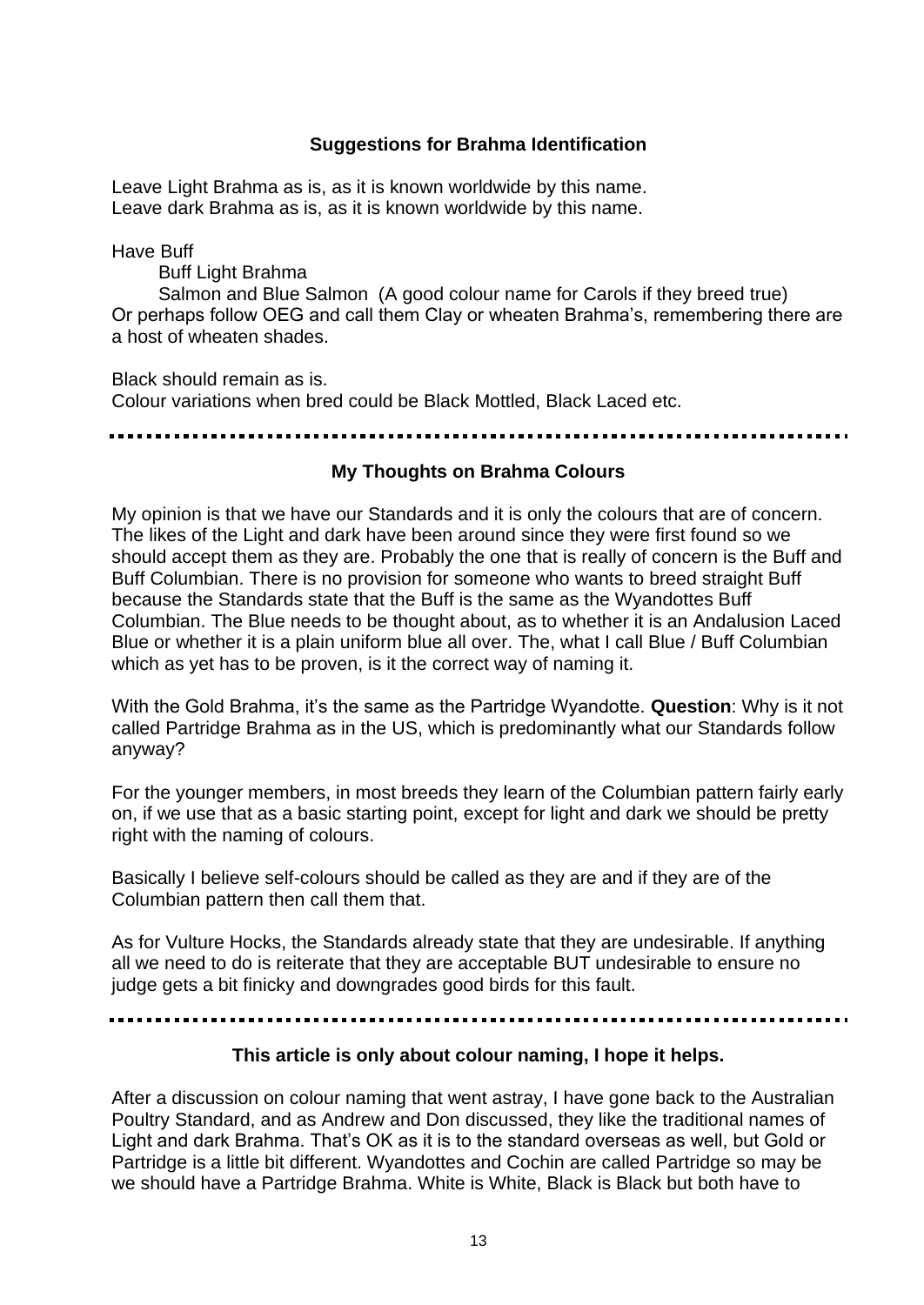### Suggestions for Brahma Identification

Leave Light Brahma as is, as it is known worldwide by this name.
Leave dark Brahma as is, as it is known worldwide by this name.

Have Buff

  Buff Light Brahma

  Salmon and Blue Salmon (A good colour name for Carols if they breed true)

Or perhaps follow OEG and call them Clay or wheaten Brahma's, remembering there are a host of wheaten shades.

Black should remain as is.
Colour variations when bred could be Black Mottled, Black Laced etc.

---

### My Thoughts on Brahma Colours

My opinion is that we have our Standards and it is only the colours that are of concern. The likes of the Light and dark have been around since they were first found so we should accept them as they are. Probably the one that is really of concern is the Buff and Buff Columbian. There is no provision for someone who wants to breed straight Buff because the Standards state that the Buff is the same as the Wyandottes Buff Columbian. The Blue needs to be thought about, as to whether it is an Andalusion Laced Blue or whether it is a plain uniform blue all over. The, what I call Blue / Buff Columbian which as yet has to be proven, is it the correct way of naming it.

With the Gold Brahma, it's the same as the Partridge Wyandotte. **Question**: Why is it not called Partridge Brahma as in the US, which is predominantly what our Standards follow anyway?

For the younger members, in most breeds they learn of the Columbian pattern fairly early on, if we use that as a basic starting point, except for light and dark we should be pretty right with the naming of colours.

Basically I believe self-colours should be called as they are and if they are of the Columbian pattern then call them that.

As for Vulture Hocks, the Standards already state that they are undesirable. If anything all we need to do is reiterate that they are acceptable BUT undesirable to ensure no judge gets a bit finicky and downgrades good birds for this fault.

---

### This article is only about colour naming, I hope it helps.

After a discussion on colour naming that went astray, I have gone back to the Australian Poultry Standard, and as Andrew and Don discussed, they like the traditional names of Light and dark Brahma. That's OK as it is to the standard overseas as well, but Gold or Partridge is a little bit different. Wyandottes and Cochin are called Partridge so may be we should have a Partridge Brahma. White is White, Black is Black but both have to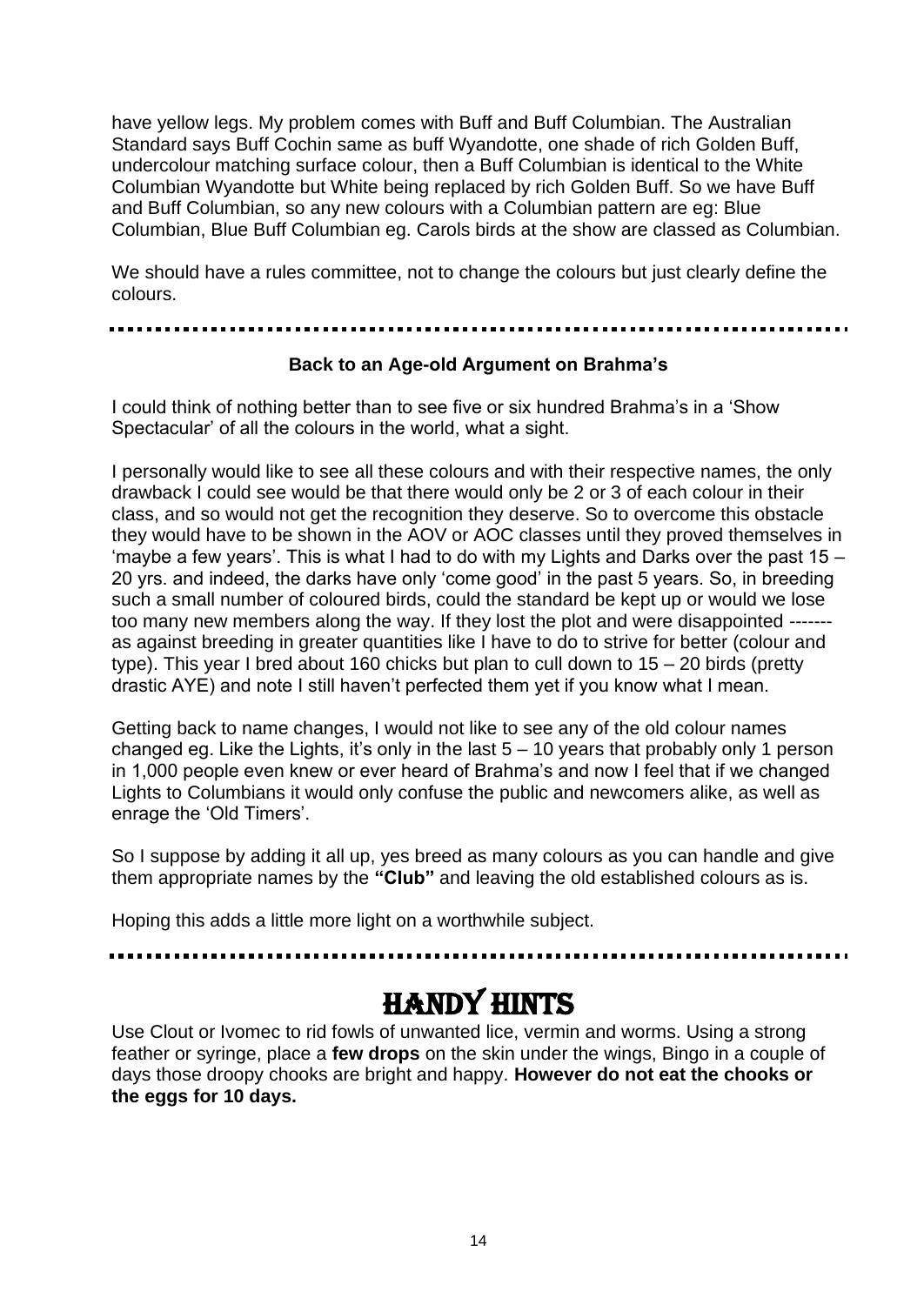have yellow legs. My problem comes with Buff and Buff Columbian. The Australian Standard says Buff Cochin same as buff Wyandotte, one shade of rich Golden Buff, undercolour matching surface colour, then a Buff Columbian is identical to the White Columbian Wyandotte but White being replaced by rich Golden Buff. So we have Buff and Buff Columbian, so any new colours with a Columbian pattern are eg: Blue Columbian, Blue Buff Columbian eg. Carols birds at the show are classed as Columbian.

We should have a rules committee, not to change the colours but just clearly define the colours.

---

**Back to an Age-old Argument on Brahma's**

I could think of nothing better than to see five or six hundred Brahma's in a 'Show Spectacular' of all the colours in the world, what a sight.

I personally would like to see all these colours and with their respective names, the only drawback I could see would be that there would only be 2 or 3 of each colour in their class, and so would not get the recognition they deserve. So to overcome this obstacle they would have to be shown in the AOV or AOC classes until they proved themselves in 'maybe a few years'. This is what I had to do with my Lights and Darks over the past 15 – 20 yrs. and indeed, the darks have only 'come good' in the past 5 years. So, in breeding such a small number of coloured birds, could the standard be kept up or would we lose too many new members along the way. If they lost the plot and were disappointed ------- as against breeding in greater quantities like I have to do to strive for better (colour and type). This year I bred about 160 chicks but plan to cull down to 15 – 20 birds (pretty drastic AYE) and note I still haven't perfected them yet if you know what I mean.

Getting back to name changes, I would not like to see any of the old colour names changed eg. Like the Lights, it's only in the last 5 – 10 years that probably only 1 person in 1,000 people even knew or ever heard of Brahma's and now I feel that if we changed Lights to Columbians it would only confuse the public and newcomers alike, as well as enrage the 'Old Timers'.

So I suppose by adding it all up, yes breed as many colours as you can handle and give them appropriate names by the **"Club"** and leaving the old established colours as is.

Hoping this adds a little more light on a worthwhile subject.

---

# HANDY HINTS

Use Clout or Ivomec to rid fowls of unwanted lice, vermin and worms. Using a strong feather or syringe, place a **few drops** on the skin under the wings, Bingo in a couple of days those droopy chooks are bright and happy. **However do not eat the chooks or the eggs for 10 days.**